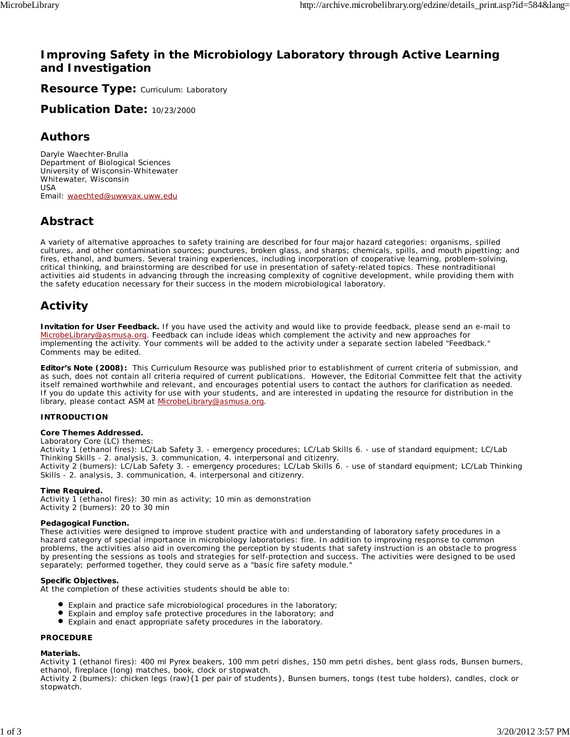# Improving Safety in the Microbiology Laboratory through Active Learning and Investigation

**Resource Type:** Curriculum: Laboratory

**Publication Date:** 10/23/2000

## Authors

Daryle Waechter-Brulla
Department of Biological Sciences
University of Wisconsin-Whitewater
Whitewater, Wisconsin
USA
Email: waechted@uwwvax.uww.edu

## Abstract

A variety of alternative approaches to safety training are described for four major hazard categories: organisms, spilled cultures, and other contamination sources; punctures, broken glass, and sharps; chemicals, spills, and mouth pipetting; and fires, ethanol, and burners. Several training experiences, including incorporation of cooperative learning, problem-solving, critical thinking, and brainstorming are described for use in presentation of safety-related topics. These nontraditional activities aid students in advancing through the increasing complexity of cognitive development, while providing them with the safety education necessary for their success in the modern microbiological laboratory.

## Activity

**Invitation for User Feedback.** If you have used the activity and would like to provide feedback, please send an e-mail to MicrobeLibrary@asmusa.org. Feedback can include ideas which complement the activity and new approaches for implementing the activity. Your comments will be added to the activity under a separate section labeled "Feedback." Comments may be edited.

**Editor's Note (2008):** This Curriculum Resource was published prior to establishment of current criteria of submission, and as such, does not contain all criteria required of current publications. However, the Editorial Committee felt that the activity itself remained worthwhile and relevant, and encourages potential users to contact the authors for clarification as needed. If you do update this activity for use with your students, and are interested in updating the resource for distribution in the library, please contact ASM at MicrobeLibrary@asmusa.org.

**INTRODUCTION**

**Core Themes Addressed.**
Laboratory Core (LC) themes:
Activity 1 (ethanol fires): LC/Lab Safety 3. - emergency procedures; LC/Lab Skills 6. - use of standard equipment; LC/Lab Thinking Skills - 2. analysis, 3. communication, 4. interpersonal and citizenry.
Activity 2 (burners): LC/Lab Safety 3. - emergency procedures; LC/Lab Skills 6. - use of standard equipment; LC/Lab Thinking Skills - 2. analysis, 3. communication, 4. interpersonal and citizenry.

**Time Required.**
Activity 1 (ethanol fires): 30 min as activity; 10 min as demonstration
Activity 2 (burners): 20 to 30 min

**Pedagogical Function.**
These activities were designed to improve student practice with and understanding of laboratory safety procedures in a hazard category of special importance in microbiology laboratories: fire. In addition to improving response to common problems, the activities also aid in overcoming the perception by students that safety instruction is an obstacle to progress by presenting the sessions as tools and strategies for self-protection and success. The activities were designed to be used separately; performed together, they could serve as a "basic fire safety module."

**Specific Objectives.**
At the completion of these activities students should be able to:

- Explain and practice safe microbiological procedures in the laboratory;
- Explain and employ safe protective procedures in the laboratory; and
- Explain and enact appropriate safety procedures in the laboratory.

**PROCEDURE**

**Materials.**
Activity 1 (ethanol fires): 400 ml Pyrex beakers, 100 mm petri dishes, 150 mm petri dishes, bent glass rods, Bunsen burners, ethanol, fireplace (long) matches, book, clock or stopwatch.
Activity 2 (burners): chicken legs (raw){1 per pair of students}, Bunsen burners, tongs (test tube holders), candles, clock or stopwatch.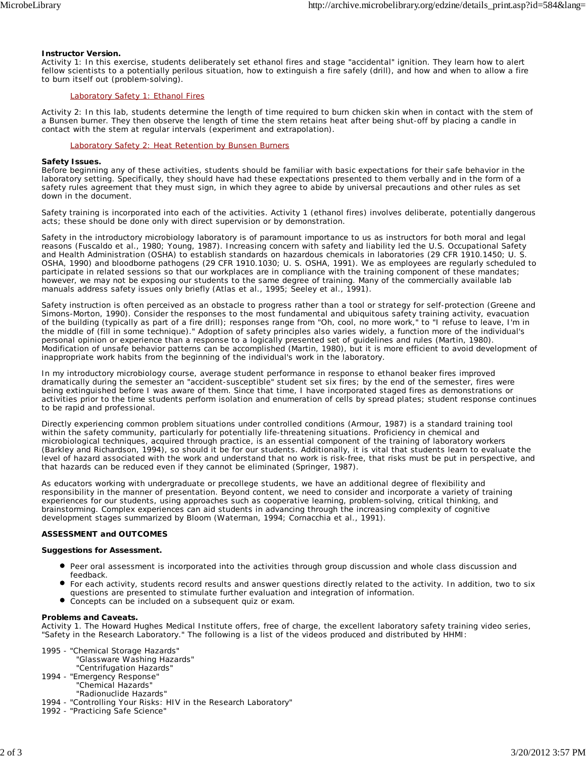**Instructor Version.**
Activity 1: In this exercise, students deliberately set ethanol fires and stage "accidental" ignition. They learn how to alert fellow scientists to a potentially perilous situation, how to extinguish a fire safely (drill), and how and when to allow a fire to burn itself out (problem-solving).

Laboratory Safety 1: Ethanol Fires

Activity 2: In this lab, students determine the length of time required to burn chicken skin when in contact with the stem of a Bunsen burner. They then observe the length of time the stem retains heat after being shut-off by placing a candle in contact with the stem at regular intervals (experiment and extrapolation).

Laboratory Safety 2: Heat Retention by Bunsen Burners

**Safety Issues.**
Before beginning any of these activities, students should be familiar with basic expectations for their safe behavior in the laboratory setting. Specifically, they should have had these expectations presented to them verbally and in the form of a safety rules agreement that they must sign, in which they agree to abide by universal precautions and other rules as set down in the document.

Safety training is incorporated into each of the activities. Activity 1 (ethanol fires) involves deliberate, potentially dangerous acts; these should be done only with direct supervision or by demonstration.

Safety in the introductory microbiology laboratory is of paramount importance to us as instructors for both moral and legal reasons (Fuscaldo et al., 1980; Young, 1987). Increasing concern with safety and liability led the U.S. Occupational Safety and Health Administration (OSHA) to establish standards on hazardous chemicals in laboratories (29 CFR 1910.1450; U. S. OSHA, 1990) and bloodborne pathogens (29 CFR 1910.1030; U. S. OSHA, 1991). We as employees are regularly scheduled to participate in related sessions so that our workplaces are in compliance with the training component of these mandates; however, we may not be exposing our students to the same degree of training. Many of the commercially available lab manuals address safety issues only briefly (Atlas et al., 1995; Seeley et al., 1991).

Safety instruction is often perceived as an obstacle to progress rather than a tool or strategy for self-protection (Greene and Simons-Morton, 1990). Consider the responses to the most fundamental and ubiquitous safety training activity, evacuation of the building (typically as part of a fire drill); responses range from "Oh, cool, no more work," to "I refuse to leave, I'm in the middle of (fill in some technique)." Adoption of safety principles also varies widely, a function more of the individual's personal opinion or experience than a response to a logically presented set of guidelines and rules (Martin, 1980). Modification of unsafe behavior patterns can be accomplished (Martin, 1980), but it is more efficient to avoid development of inappropriate work habits from the beginning of the individual's work in the laboratory.

In my introductory microbiology course, average student performance in response to ethanol beaker fires improved dramatically during the semester an "accident-susceptible" student set six fires; by the end of the semester, fires were being extinguished before I was aware of them. Since that time, I have incorporated staged fires as demonstrations or activities prior to the time students perform isolation and enumeration of cells by spread plates; student response continues to be rapid and professional.

Directly experiencing common problem situations under controlled conditions (Armour, 1987) is a standard training tool within the safety community, particularly for potentially life-threatening situations. Proficiency in chemical and microbiological techniques, acquired through practice, is an essential component of the training of laboratory workers (Barkley and Richardson, 1994), so should it be for our students. Additionally, it is vital that students learn to evaluate the level of hazard associated with the work and understand that no work is risk-free, that risks must be put in perspective, and that hazards can be reduced even if they cannot be eliminated (Springer, 1987).

As educators working with undergraduate or precollege students, we have an additional degree of flexibility and responsibility in the manner of presentation. Beyond content, we need to consider and incorporate a variety of training experiences for our students, using approaches such as cooperative learning, problem-solving, critical thinking, and brainstorming. Complex experiences can aid students in advancing through the increasing complexity of cognitive development stages summarized by Bloom (Waterman, 1994; Cornacchia et al., 1991).

**ASSESSMENT and OUTCOMES**

**Suggestions for Assessment.**

- Peer oral assessment is incorporated into the activities through group discussion and whole class discussion and feedback.
- For each activity, students record results and answer questions directly related to the activity. In addition, two to six questions are presented to stimulate further evaluation and integration of information.
- Concepts can be included on a subsequent quiz or exam.

**Problems and Caveats.**
Activity 1. The Howard Hughes Medical Institute offers, free of charge, the excellent laboratory safety training video series, "Safety in the Research Laboratory." The following is a list of the videos produced and distributed by HHMI:

1995 - "Chemical Storage Hazards"
"Glassware Washing Hazards"
"Centrifugation Hazards"
1994 - "Emergency Response"
"Chemical Hazards"
"Radionuclide Hazards"
1994 - "Controlling Your Risks: HIV in the Research Laboratory"
1992 - "Practicing Safe Science"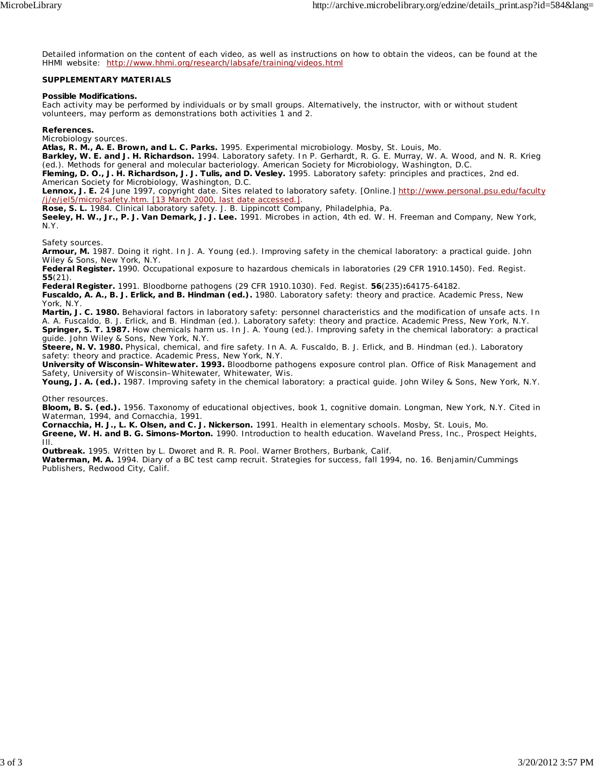Detailed information on the content of each video, as well as instructions on how to obtain the videos, can be found at the HHMI website: http://www.hhmi.org/research/labsafe/training/videos.html

**SUPPLEMENTARY MATERIALS**

**Possible Modifications.**
Each activity may be performed by individuals or by small groups. Alternatively, the instructor, with or without student volunteers, may perform as demonstrations both activities 1 and 2.

**References.**
Microbiology sources.
**Atlas, R. M., A. E. Brown, and L. C. Parks.** 1995. Experimental microbiology. Mosby, St. Louis, Mo.
**Barkley, W. E. and J. H. Richardson.** 1994. Laboratory safety. In P. Gerhardt, R. G. E. Murray, W. A. Wood, and N. R. Krieg (ed.). Methods for general and molecular bacteriology. American Society for Microbiology, Washington, D.C.
**Fleming, D. O., J. H. Richardson, J. J. Tulis, and D. Vesley.** 1995. Laboratory safety: principles and practices, 2nd ed. American Society for Microbiology, Washington, D.C.
**Lennox, J. E.** 24 June 1997, copyright date. Sites related to laboratory safety. [Online.] http://www.personal.psu.edu/faculty/j/e/jel5/micro/safety.htm. [13 March 2000, last date accessed.].
**Rose, S. L.** 1984. Clinical laboratory safety. J. B. Lippincott Company, Philadelphia, Pa.
**Seeley, H. W., Jr., P. J. Van Demark, J. J. Lee.** 1991. Microbes in action, 4th ed. W. H. Freeman and Company, New York, N.Y.

Safety sources.
**Armour, M.** 1987. Doing it right. In J. A. Young (ed.). Improving safety in the chemical laboratory: a practical guide. John Wiley & Sons, New York, N.Y.
**Federal Register.** 1990. Occupational exposure to hazardous chemicals in laboratories (29 CFR 1910.1450). Fed. Regist. **55**(21).
**Federal Register.** 1991. Bloodborne pathogens (29 CFR 1910.1030). Fed. Regist. **56**(235)**:**64175-64182.
**Fuscaldo, A. A., B. J. Erlick, and B. Hindman (ed.).** 1980. Laboratory safety: theory and practice. Academic Press, New York, N.Y.
**Martin, J. C. 1980.** Behavioral factors in laboratory safety: personnel characteristics and the modification of unsafe acts. In A. A. Fuscaldo, B. J. Erlick, and B. Hindman (ed.). Laboratory safety: theory and practice. Academic Press, New York, N.Y.
**Springer, S. T. 1987.** How chemicals harm us. In J. A. Young (ed.). Improving safety in the chemical laboratory: a practical guide. John Wiley & Sons, New York, N.Y.
**Steere, N. V. 1980.** Physical, chemical, and fire safety. In A. A. Fuscaldo, B. J. Erlick, and B. Hindman (ed.). Laboratory safety: theory and practice. Academic Press, New York, N.Y.
**University of Wisconsin–Whitewater. 1993.** Bloodborne pathogens exposure control plan. Office of Risk Management and Safety, University of Wisconsin–Whitewater, Whitewater, Wis.
**Young, J. A. (ed.).** 1987. Improving safety in the chemical laboratory: a practical guide. John Wiley & Sons, New York, N.Y.

Other resources.
**Bloom, B. S. (ed.).** 1956. Taxonomy of educational objectives, book 1, cognitive domain. Longman, New York, N.Y. Cited in Waterman, 1994, and Cornacchia, 1991.
**Cornacchia, H. J., L. K. Olsen, and C. J. Nickerson.** 1991. Health in elementary schools. Mosby, St. Louis, Mo.
**Greene, W. H. and B. G. Simons-Morton.** 1990. Introduction to health education. Waveland Press, Inc., Prospect Heights, Ill.
**Outbreak.** 1995. Written by L. Dworet and R. R. Pool. Warner Brothers, Burbank, Calif.
**Waterman, M. A.** 1994. Diary of a BC test camp recruit. Strategies for success, fall 1994, no. 16. Benjamin/Cummings Publishers, Redwood City, Calif.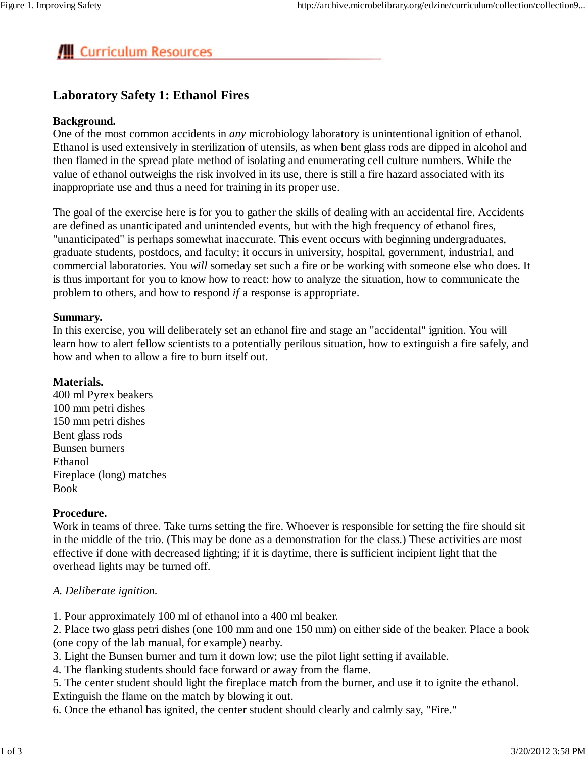## Curriculum Resources

# Laboratory Safety 1: Ethanol Fires

**Background.**
One of the most common accidents in *any* microbiology laboratory is unintentional ignition of ethanol. Ethanol is used extensively in sterilization of utensils, as when bent glass rods are dipped in alcohol and then flamed in the spread plate method of isolating and enumerating cell culture numbers. While the value of ethanol outweighs the risk involved in its use, there is still a fire hazard associated with its inappropriate use and thus a need for training in its proper use.

The goal of the exercise here is for you to gather the skills of dealing with an accidental fire. Accidents are defined as unanticipated and unintended events, but with the high frequency of ethanol fires, "unanticipated" is perhaps somewhat inaccurate. This event occurs with beginning undergraduates, graduate students, postdocs, and faculty; it occurs in university, hospital, government, industrial, and commercial laboratories. You *will* someday set such a fire or be working with someone else who does. It is thus important for you to know how to react: how to analyze the situation, how to communicate the problem to others, and how to respond *if* a response is appropriate.

**Summary.**
In this exercise, you will deliberately set an ethanol fire and stage an "accidental" ignition. You will learn how to alert fellow scientists to a potentially perilous situation, how to extinguish a fire safely, and how and when to allow a fire to burn itself out.

**Materials.**
400 ml Pyrex beakers
100 mm petri dishes
150 mm petri dishes
Bent glass rods
Bunsen burners
Ethanol
Fireplace (long) matches
Book

**Procedure.**
Work in teams of three. Take turns setting the fire. Whoever is responsible for setting the fire should sit in the middle of the trio. (This may be done as a demonstration for the class.) These activities are most effective if done with decreased lighting; if it is daytime, there is sufficient incipient light that the overhead lights may be turned off.

*A. Deliberate ignition.*

1. Pour approximately 100 ml of ethanol into a 400 ml beaker.
2. Place two glass petri dishes (one 100 mm and one 150 mm) on either side of the beaker. Place a book (one copy of the lab manual, for example) nearby.
3. Light the Bunsen burner and turn it down low; use the pilot light setting if available.
4. The flanking students should face forward or away from the flame.
5. The center student should light the fireplace match from the burner, and use it to ignite the ethanol. Extinguish the flame on the match by blowing it out.
6. Once the ethanol has ignited, the center student should clearly and calmly say, "Fire."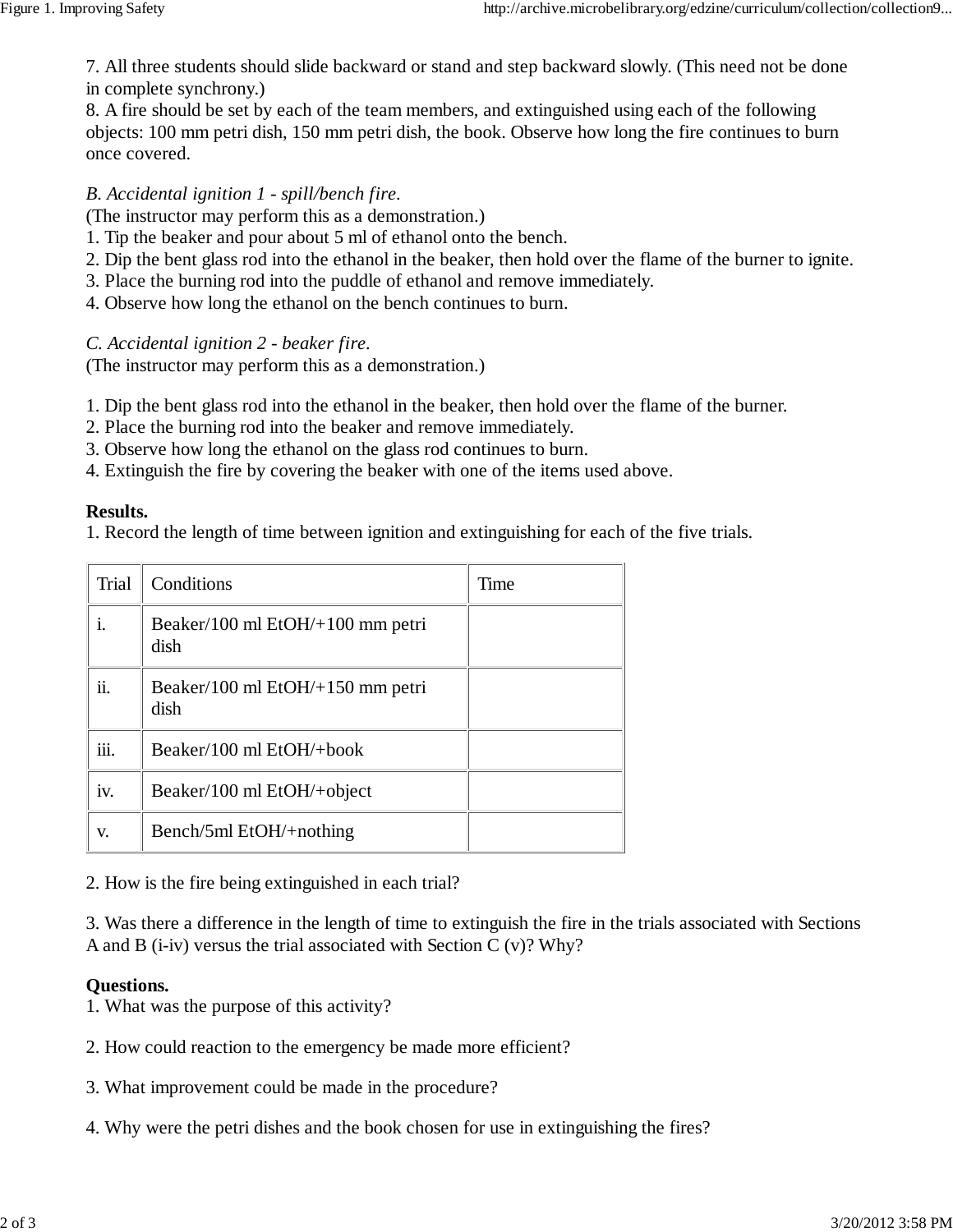7. All three students should slide backward or stand and step backward slowly. (This need not be done in complete synchrony.)
8. A fire should be set by each of the team members, and extinguished using each of the following objects: 100 mm petri dish, 150 mm petri dish, the book. Observe how long the fire continues to burn once covered.

*B. Accidental ignition 1 - spill/bench fire.*
(The instructor may perform this as a demonstration.)
1. Tip the beaker and pour about 5 ml of ethanol onto the bench.
2. Dip the bent glass rod into the ethanol in the beaker, then hold over the flame of the burner to ignite.
3. Place the burning rod into the puddle of ethanol and remove immediately.
4. Observe how long the ethanol on the bench continues to burn.

*C. Accidental ignition 2 - beaker fire.*
(The instructor may perform this as a demonstration.)

1. Dip the bent glass rod into the ethanol in the beaker, then hold over the flame of the burner.
2. Place the burning rod into the beaker and remove immediately.
3. Observe how long the ethanol on the glass rod continues to burn.
4. Extinguish the fire by covering the beaker with one of the items used above.

**Results.**
1. Record the length of time between ignition and extinguishing for each of the five trials.

| Trial | Conditions | Time |
|---|---|---|
| i. | Beaker/100 ml EtOH/+100 mm petri dish | |
| ii. | Beaker/100 ml EtOH/+150 mm petri dish | |
| iii. | Beaker/100 ml EtOH/+book | |
| iv. | Beaker/100 ml EtOH/+object | |
| v. | Bench/5ml EtOH/+nothing | |

2. How is the fire being extinguished in each trial?

3. Was there a difference in the length of time to extinguish the fire in the trials associated with Sections A and B (i-iv) versus the trial associated with Section C (v)? Why?

**Questions.**
1. What was the purpose of this activity?

2. How could reaction to the emergency be made more efficient?

3. What improvement could be made in the procedure?

4. Why were the petri dishes and the book chosen for use in extinguishing the fires?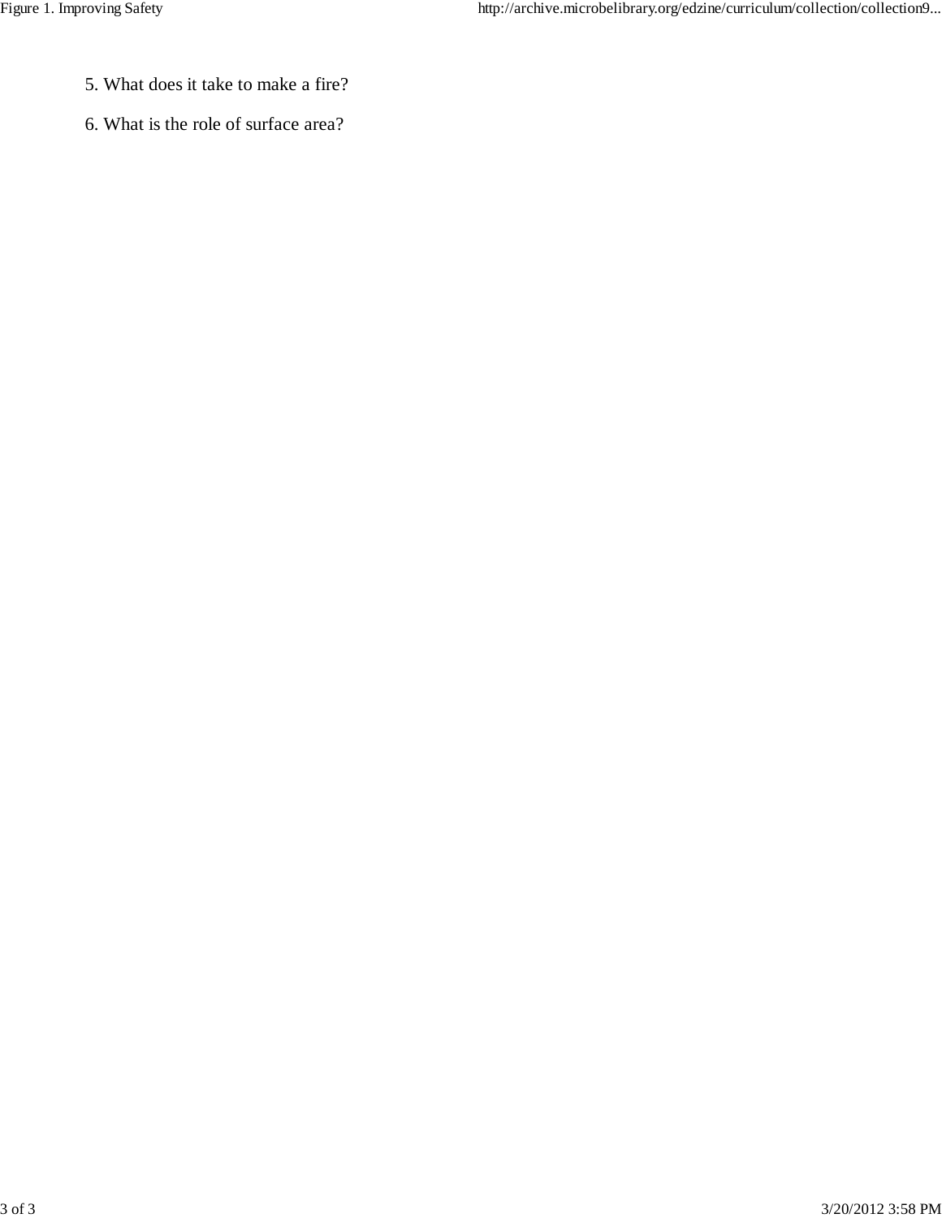5. What does it take to make a fire?
6. What is the role of surface area?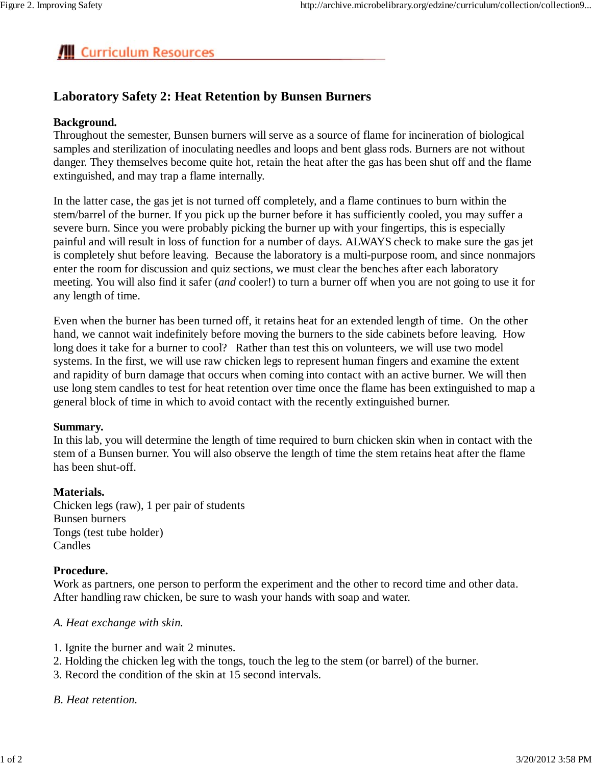## Curriculum Resources

# Laboratory Safety 2: Heat Retention by Bunsen Burners

**Background.**
Throughout the semester, Bunsen burners will serve as a source of flame for incineration of biological samples and sterilization of inoculating needles and loops and bent glass rods. Burners are not without danger. They themselves become quite hot, retain the heat after the gas has been shut off and the flame extinguished, and may trap a flame internally.

In the latter case, the gas jet is not turned off completely, and a flame continues to burn within the stem/barrel of the burner. If you pick up the burner before it has sufficiently cooled, you may suffer a severe burn. Since you were probably picking the burner up with your fingertips, this is especially painful and will result in loss of function for a number of days. ALWAYS check to make sure the gas jet is completely shut before leaving. Because the laboratory is a multi-purpose room, and since nonmajors enter the room for discussion and quiz sections, we must clear the benches after each laboratory meeting. You will also find it safer (*and* cooler!) to turn a burner off when you are not going to use it for any length of time.

Even when the burner has been turned off, it retains heat for an extended length of time. On the other hand, we cannot wait indefinitely before moving the burners to the side cabinets before leaving. How long does it take for a burner to cool? Rather than test this on volunteers, we will use two model systems. In the first, we will use raw chicken legs to represent human fingers and examine the extent and rapidity of burn damage that occurs when coming into contact with an active burner. We will then use long stem candles to test for heat retention over time once the flame has been extinguished to map a general block of time in which to avoid contact with the recently extinguished burner.

**Summary.**
In this lab, you will determine the length of time required to burn chicken skin when in contact with the stem of a Bunsen burner. You will also observe the length of time the stem retains heat after the flame has been shut-off.

**Materials.**
Chicken legs (raw), 1 per pair of students
Bunsen burners
Tongs (test tube holder)
Candles

**Procedure.**
Work as partners, one person to perform the experiment and the other to record time and other data. After handling raw chicken, be sure to wash your hands with soap and water.

*A. Heat exchange with skin.*

1. Ignite the burner and wait 2 minutes.
2. Holding the chicken leg with the tongs, touch the leg to the stem (or barrel) of the burner.
3. Record the condition of the skin at 15 second intervals.

*B. Heat retention.*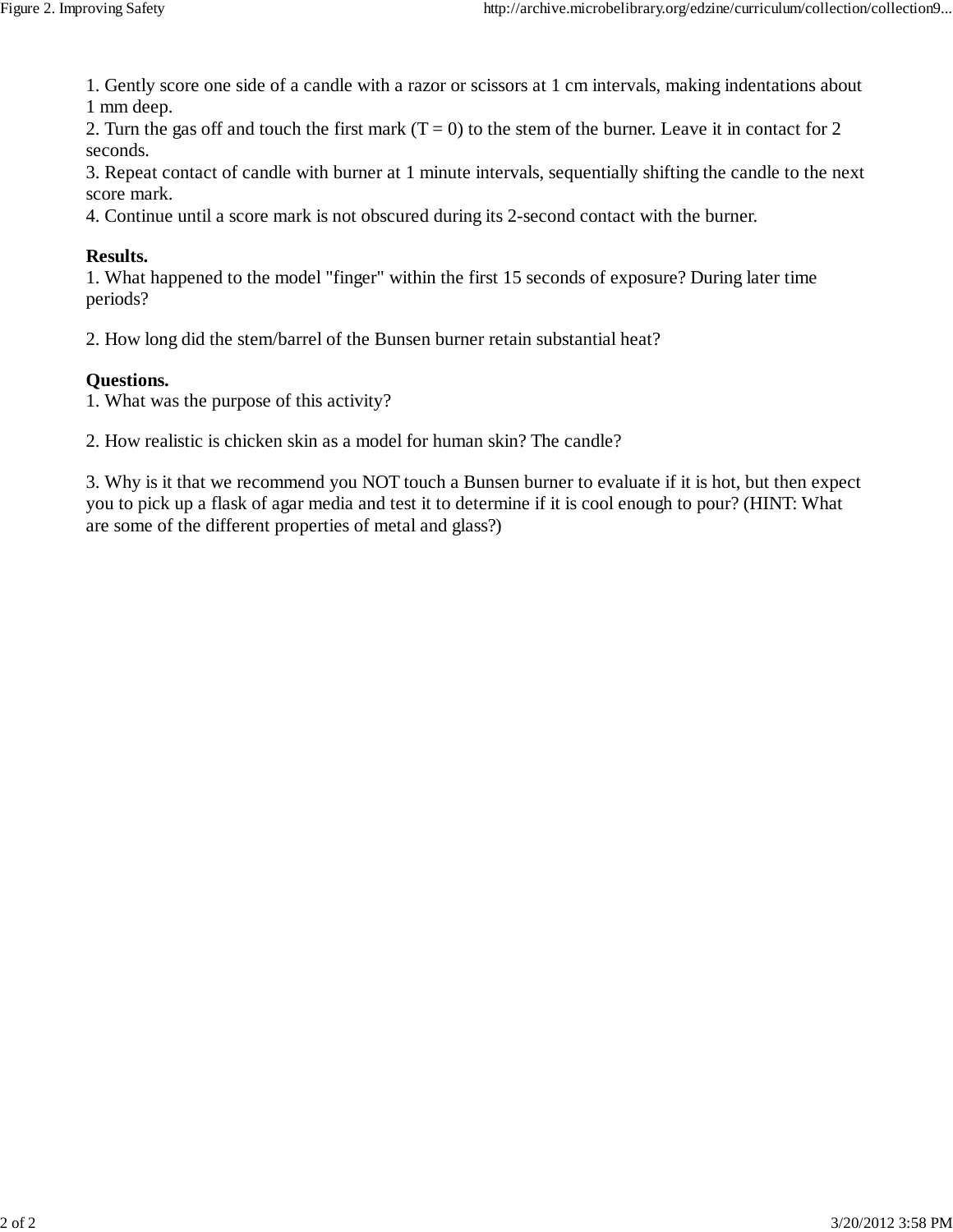1. Gently score one side of a candle with a razor or scissors at 1 cm intervals, making indentations about 1 mm deep.
2. Turn the gas off and touch the first mark (T = 0) to the stem of the burner. Leave it in contact for 2 seconds.
3. Repeat contact of candle with burner at 1 minute intervals, sequentially shifting the candle to the next score mark.
4. Continue until a score mark is not obscured during its 2-second contact with the burner.

**Results.**

1. What happened to the model "finger" within the first 15 seconds of exposure? During later time periods?

2. How long did the stem/barrel of the Bunsen burner retain substantial heat?

**Questions.**

1. What was the purpose of this activity?

2. How realistic is chicken skin as a model for human skin? The candle?

3. Why is it that we recommend you NOT touch a Bunsen burner to evaluate if it is hot, but then expect you to pick up a flask of agar media and test it to determine if it is cool enough to pour? (HINT: What are some of the different properties of metal and glass?)